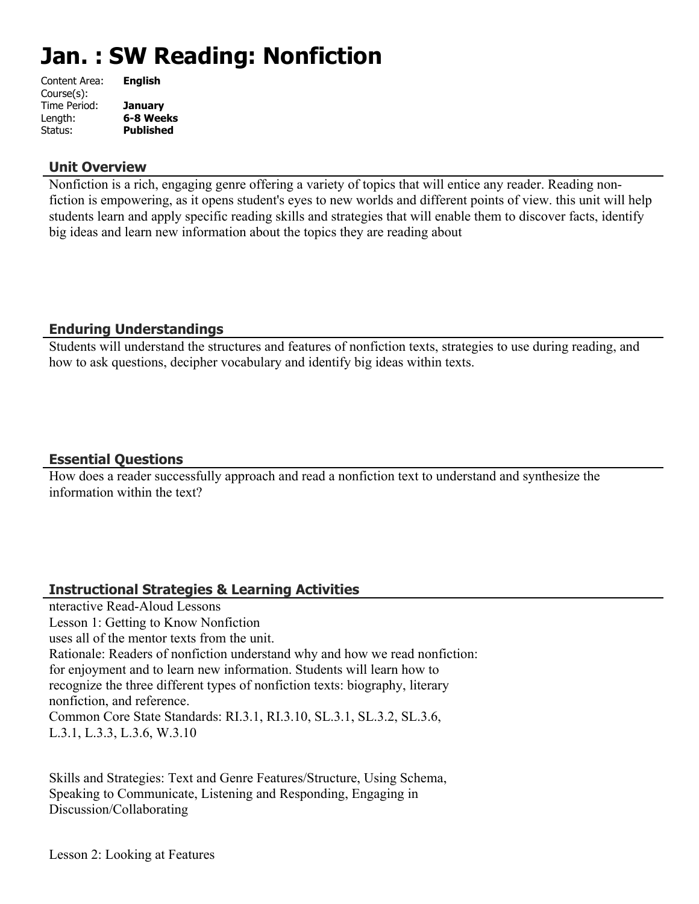# Jan. : SW Reading: Nonfiction

| | |
|---|---|
| Content Area: | **English** |
| Course(s): | |
| Time Period: | **January** |
| Length: | **6-8 Weeks** |
| Status: | **Published** |

## Unit Overview

Nonfiction is a rich, engaging genre offering a variety of topics that will entice any reader. Reading non-fiction is empowering, as it opens student's eyes to new worlds and different points of view. this unit will help students learn and apply specific reading skills and strategies that will enable them to discover facts, identify big ideas and learn new information about the topics they are reading about

## Enduring Understandings

Students will understand the structures and features of nonfiction texts, strategies to use during reading, and how to ask questions, decipher vocabulary and identify big ideas within texts.

## Essential Questions

How does a reader successfully approach and read a nonfiction text to understand and synthesize the information within the text?

## Instructional Strategies & Learning Activities

nteractive Read-Aloud Lessons
Lesson 1: Getting to Know Nonfiction
uses all of the mentor texts from the unit.
Rationale: Readers of nonfiction understand why and how we read nonfiction: for enjoyment and to learn new information. Students will learn how to recognize the three different types of nonfiction texts: biography, literary nonfiction, and reference.
Common Core State Standards: RI.3.1, RI.3.10, SL.3.1, SL.3.2, SL.3.6, L.3.1, L.3.3, L.3.6, W.3.10

Skills and Strategies: Text and Genre Features/Structure, Using Schema, Speaking to Communicate, Listening and Responding, Engaging in Discussion/Collaborating

Lesson 2: Looking at Features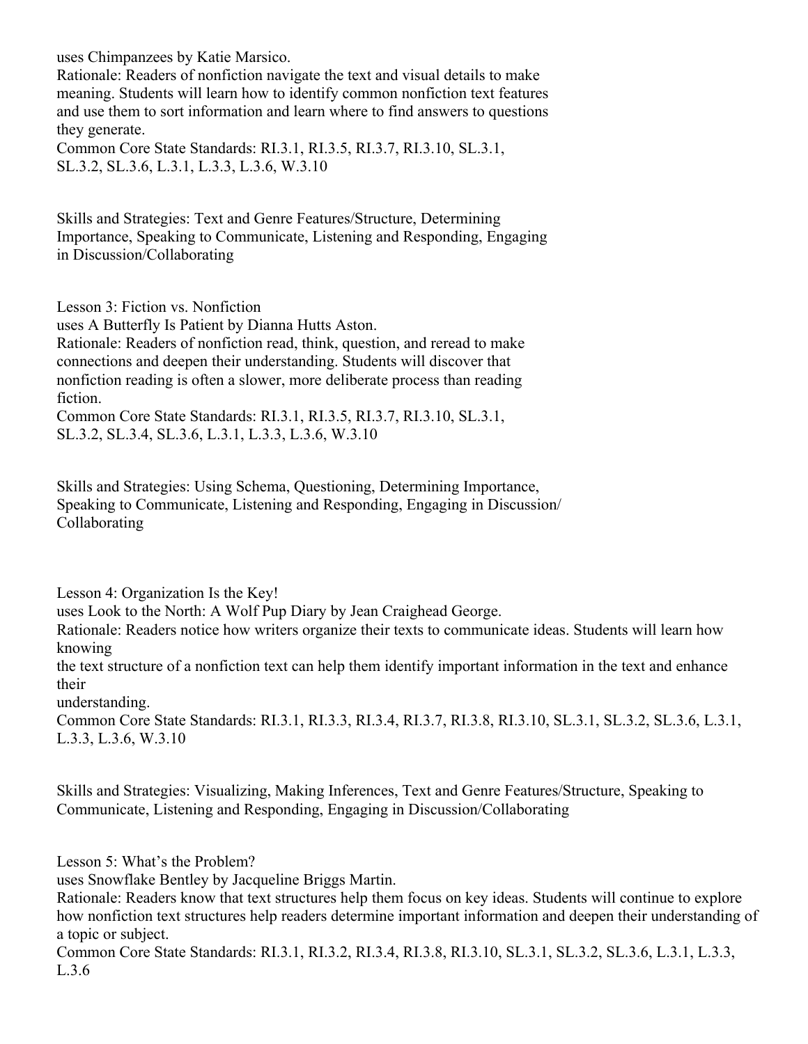uses Chimpanzees by Katie Marsico.
Rationale: Readers of nonfiction navigate the text and visual details to make meaning. Students will learn how to identify common nonfiction text features and use them to sort information and learn where to find answers to questions they generate.
Common Core State Standards: RI.3.1, RI.3.5, RI.3.7, RI.3.10, SL.3.1, SL.3.2, SL.3.6, L.3.1, L.3.3, L.3.6, W.3.10

Skills and Strategies: Text and Genre Features/Structure, Determining Importance, Speaking to Communicate, Listening and Responding, Engaging in Discussion/Collaborating

Lesson 3: Fiction vs. Nonfiction
uses A Butterfly Is Patient by Dianna Hutts Aston.
Rationale: Readers of nonfiction read, think, question, and reread to make connections and deepen their understanding. Students will discover that nonfiction reading is often a slower, more deliberate process than reading fiction.
Common Core State Standards: RI.3.1, RI.3.5, RI.3.7, RI.3.10, SL.3.1, SL.3.2, SL.3.4, SL.3.6, L.3.1, L.3.3, L.3.6, W.3.10

Skills and Strategies: Using Schema, Questioning, Determining Importance, Speaking to Communicate, Listening and Responding, Engaging in Discussion/ Collaborating

Lesson 4: Organization Is the Key!
uses Look to the North: A Wolf Pup Diary by Jean Craighead George.
Rationale: Readers notice how writers organize their texts to communicate ideas. Students will learn how knowing the text structure of a nonfiction text can help them identify important information in the text and enhance their understanding.
Common Core State Standards: RI.3.1, RI.3.3, RI.3.4, RI.3.7, RI.3.8, RI.3.10, SL.3.1, SL.3.2, SL.3.6, L.3.1, L.3.3, L.3.6, W.3.10

Skills and Strategies: Visualizing, Making Inferences, Text and Genre Features/Structure, Speaking to Communicate, Listening and Responding, Engaging in Discussion/Collaborating

Lesson 5: What's the Problem?
uses Snowflake Bentley by Jacqueline Briggs Martin.
Rationale: Readers know that text structures help them focus on key ideas. Students will continue to explore how nonfiction text structures help readers determine important information and deepen their understanding of a topic or subject.
Common Core State Standards: RI.3.1, RI.3.2, RI.3.4, RI.3.8, RI.3.10, SL.3.1, SL.3.2, SL.3.6, L.3.1, L.3.3, L.3.6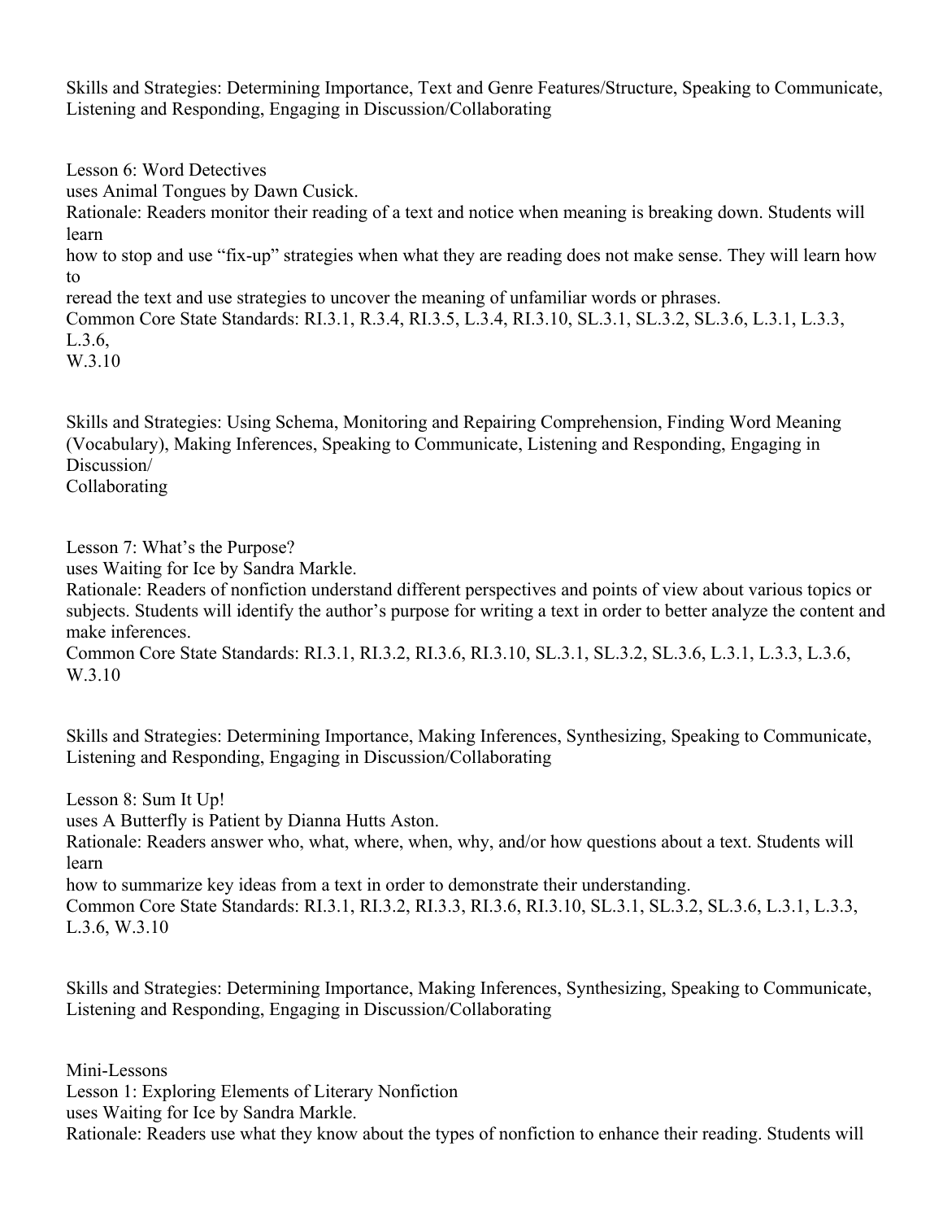Skills and Strategies: Determining Importance, Text and Genre Features/Structure, Speaking to Communicate, Listening and Responding, Engaging in Discussion/Collaborating

Lesson 6: Word Detectives
uses Animal Tongues by Dawn Cusick.
Rationale: Readers monitor their reading of a text and notice when meaning is breaking down. Students will learn how to stop and use "fix-up" strategies when what they are reading does not make sense. They will learn how to reread the text and use strategies to uncover the meaning of unfamiliar words or phrases.
Common Core State Standards: RI.3.1, R.3.4, RI.3.5, L.3.4, RI.3.10, SL.3.1, SL.3.2, SL.3.6, L.3.1, L.3.3, L.3.6, W.3.10

Skills and Strategies: Using Schema, Monitoring and Repairing Comprehension, Finding Word Meaning (Vocabulary), Making Inferences, Speaking to Communicate, Listening and Responding, Engaging in Discussion/Collaborating

Lesson 7: What's the Purpose?
uses Waiting for Ice by Sandra Markle.
Rationale: Readers of nonfiction understand different perspectives and points of view about various topics or subjects. Students will identify the author's purpose for writing a text in order to better analyze the content and make inferences.
Common Core State Standards: RI.3.1, RI.3.2, RI.3.6, RI.3.10, SL.3.1, SL.3.2, SL.3.6, L.3.1, L.3.3, L.3.6, W.3.10

Skills and Strategies: Determining Importance, Making Inferences, Synthesizing, Speaking to Communicate, Listening and Responding, Engaging in Discussion/Collaborating

Lesson 8: Sum It Up!
uses A Butterfly is Patient by Dianna Hutts Aston.
Rationale: Readers answer who, what, where, when, why, and/or how questions about a text. Students will learn how to summarize key ideas from a text in order to demonstrate their understanding.
Common Core State Standards: RI.3.1, RI.3.2, RI.3.3, RI.3.6, RI.3.10, SL.3.1, SL.3.2, SL.3.6, L.3.1, L.3.3, L.3.6, W.3.10

Skills and Strategies: Determining Importance, Making Inferences, Synthesizing, Speaking to Communicate, Listening and Responding, Engaging in Discussion/Collaborating

Mini-Lessons
Lesson 1: Exploring Elements of Literary Nonfiction
uses Waiting for Ice by Sandra Markle.
Rationale: Readers use what they know about the types of nonfiction to enhance their reading. Students will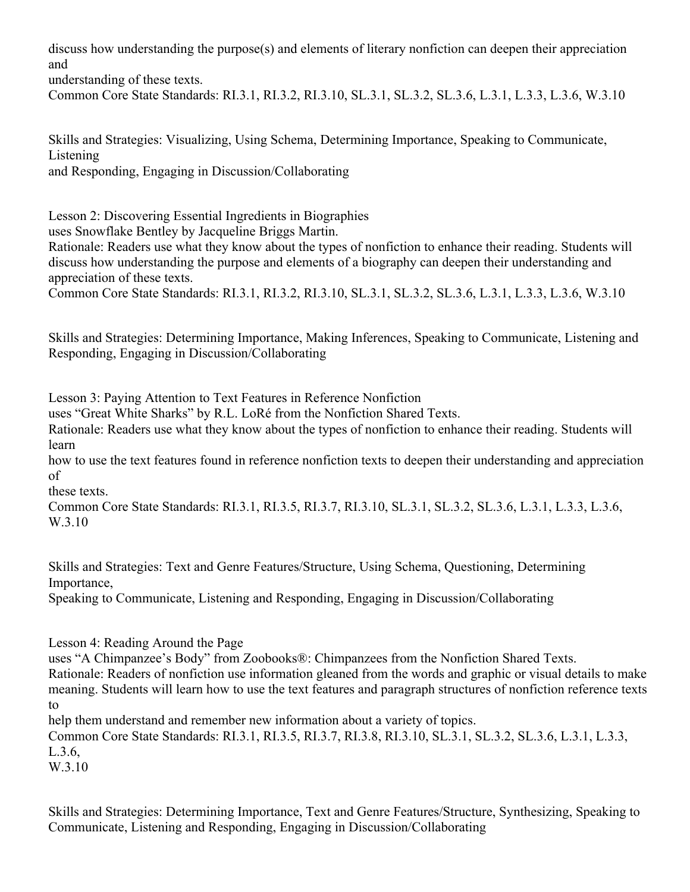discuss how understanding the purpose(s) and elements of literary nonfiction can deepen their appreciation and understanding of these texts.

Common Core State Standards: RI.3.1, RI.3.2, RI.3.10, SL.3.1, SL.3.2, SL.3.6, L.3.1, L.3.3, L.3.6, W.3.10

Skills and Strategies: Visualizing, Using Schema, Determining Importance, Speaking to Communicate, Listening and Responding, Engaging in Discussion/Collaborating

Lesson 2: Discovering Essential Ingredients in Biographies

uses Snowflake Bentley by Jacqueline Briggs Martin.

Rationale: Readers use what they know about the types of nonfiction to enhance their reading. Students will discuss how understanding the purpose and elements of a biography can deepen their understanding and appreciation of these texts.

Common Core State Standards: RI.3.1, RI.3.2, RI.3.10, SL.3.1, SL.3.2, SL.3.6, L.3.1, L.3.3, L.3.6, W.3.10

Skills and Strategies: Determining Importance, Making Inferences, Speaking to Communicate, Listening and Responding, Engaging in Discussion/Collaborating

Lesson 3: Paying Attention to Text Features in Reference Nonfiction

uses "Great White Sharks" by R.L. LoRé from the Nonfiction Shared Texts.

Rationale: Readers use what they know about the types of nonfiction to enhance their reading. Students will learn how to use the text features found in reference nonfiction texts to deepen their understanding and appreciation of these texts.

Common Core State Standards: RI.3.1, RI.3.5, RI.3.7, RI.3.10, SL.3.1, SL.3.2, SL.3.6, L.3.1, L.3.3, L.3.6, W.3.10

Skills and Strategies: Text and Genre Features/Structure, Using Schema, Questioning, Determining Importance, Speaking to Communicate, Listening and Responding, Engaging in Discussion/Collaborating

Lesson 4: Reading Around the Page

uses "A Chimpanzee's Body" from Zoobooks®: Chimpanzees from the Nonfiction Shared Texts.

Rationale: Readers of nonfiction use information gleaned from the words and graphic or visual details to make meaning. Students will learn how to use the text features and paragraph structures of nonfiction reference texts to help them understand and remember new information about a variety of topics.

Common Core State Standards: RI.3.1, RI.3.5, RI.3.7, RI.3.8, RI.3.10, SL.3.1, SL.3.2, SL.3.6, L.3.1, L.3.3, L.3.6, W.3.10

Skills and Strategies: Determining Importance, Text and Genre Features/Structure, Synthesizing, Speaking to Communicate, Listening and Responding, Engaging in Discussion/Collaborating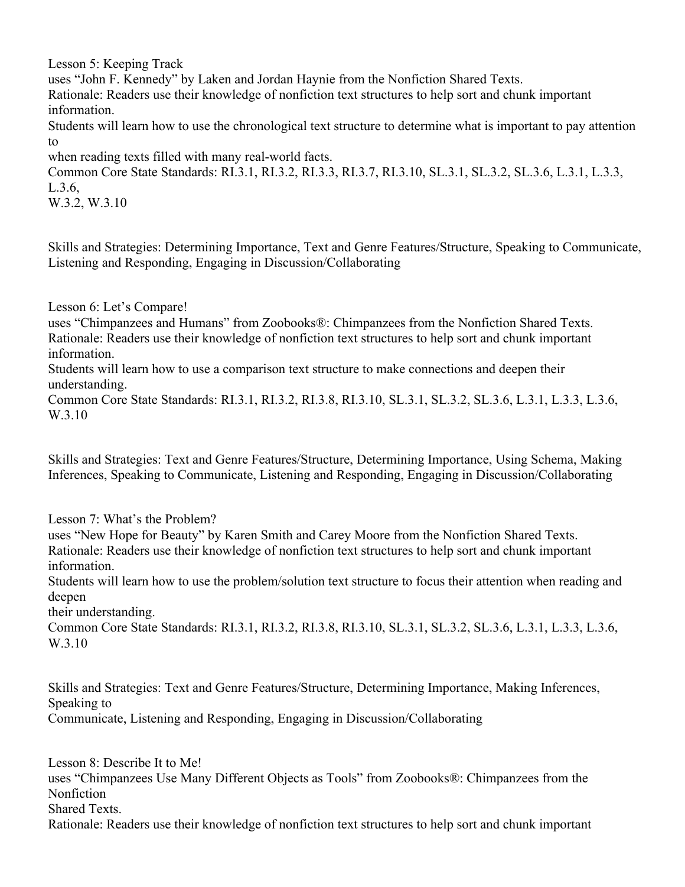Lesson 5: Keeping Track
uses "John F. Kennedy" by Laken and Jordan Haynie from the Nonfiction Shared Texts.
Rationale: Readers use their knowledge of nonfiction text structures to help sort and chunk important information.
Students will learn how to use the chronological text structure to determine what is important to pay attention to
when reading texts filled with many real-world facts.
Common Core State Standards: RI.3.1, RI.3.2, RI.3.3, RI.3.7, RI.3.10, SL.3.1, SL.3.2, SL.3.6, L.3.1, L.3.3, L.3.6,
W.3.2, W.3.10

Skills and Strategies: Determining Importance, Text and Genre Features/Structure, Speaking to Communicate, Listening and Responding, Engaging in Discussion/Collaborating

Lesson 6: Let's Compare!
uses "Chimpanzees and Humans" from Zoobooks®: Chimpanzees from the Nonfiction Shared Texts.
Rationale: Readers use their knowledge of nonfiction text structures to help sort and chunk important information.
Students will learn how to use a comparison text structure to make connections and deepen their understanding.
Common Core State Standards: RI.3.1, RI.3.2, RI.3.8, RI.3.10, SL.3.1, SL.3.2, SL.3.6, L.3.1, L.3.3, L.3.6, W.3.10

Skills and Strategies: Text and Genre Features/Structure, Determining Importance, Using Schema, Making Inferences, Speaking to Communicate, Listening and Responding, Engaging in Discussion/Collaborating

Lesson 7: What's the Problem?
uses "New Hope for Beauty" by Karen Smith and Carey Moore from the Nonfiction Shared Texts.
Rationale: Readers use their knowledge of nonfiction text structures to help sort and chunk important information.
Students will learn how to use the problem/solution text structure to focus their attention when reading and deepen
their understanding.
Common Core State Standards: RI.3.1, RI.3.2, RI.3.8, RI.3.10, SL.3.1, SL.3.2, SL.3.6, L.3.1, L.3.3, L.3.6, W.3.10

Skills and Strategies: Text and Genre Features/Structure, Determining Importance, Making Inferences, Speaking to
Communicate, Listening and Responding, Engaging in Discussion/Collaborating

Lesson 8: Describe It to Me!
uses "Chimpanzees Use Many Different Objects as Tools" from Zoobooks®: Chimpanzees from the Nonfiction
Shared Texts.
Rationale: Readers use their knowledge of nonfiction text structures to help sort and chunk important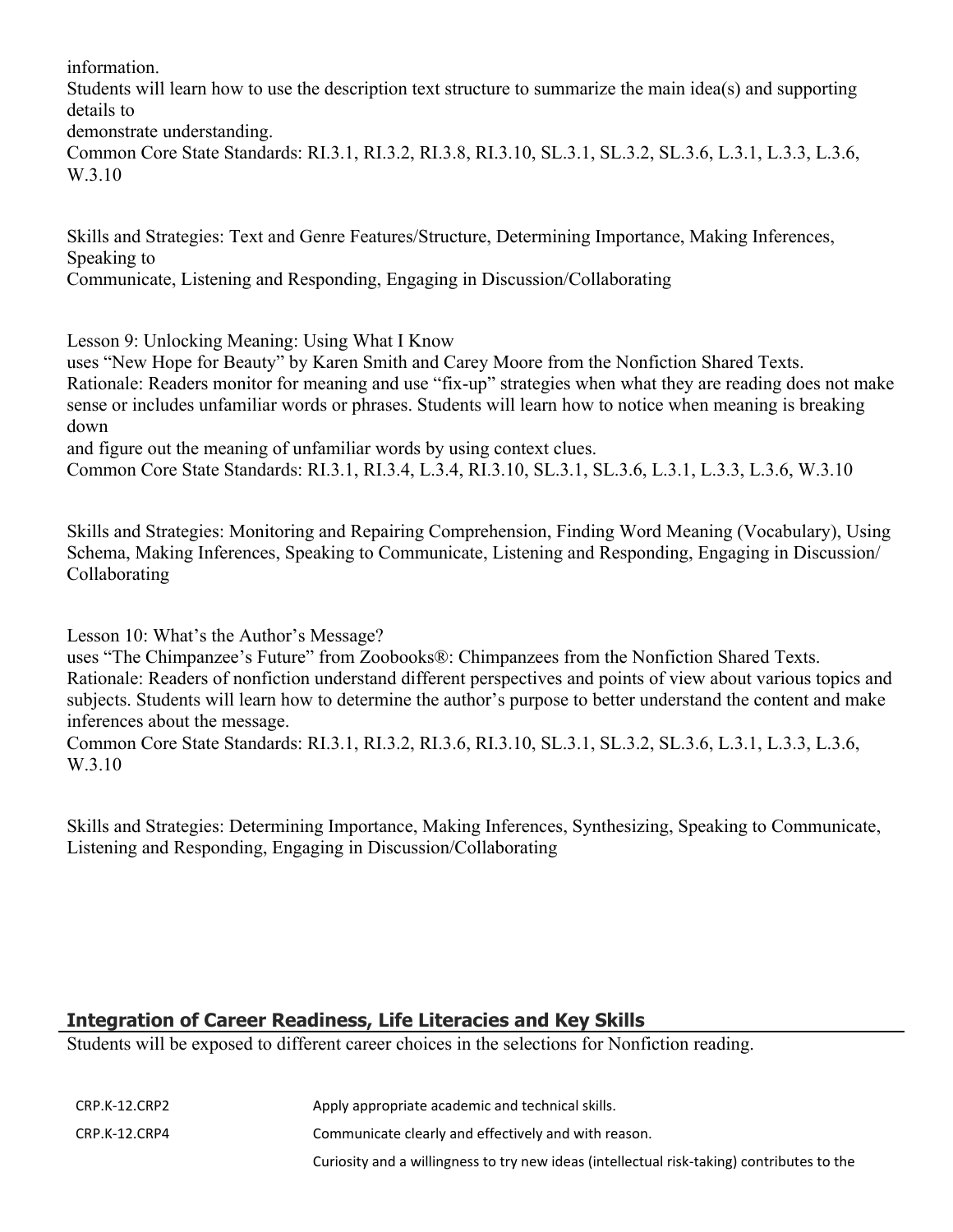information.
Students will learn how to use the description text structure to summarize the main idea(s) and supporting details to
demonstrate understanding.
Common Core State Standards: RI.3.1, RI.3.2, RI.3.8, RI.3.10, SL.3.1, SL.3.2, SL.3.6, L.3.1, L.3.3, L.3.6, W.3.10

Skills and Strategies: Text and Genre Features/Structure, Determining Importance, Making Inferences, Speaking to
Communicate, Listening and Responding, Engaging in Discussion/Collaborating

Lesson 9: Unlocking Meaning: Using What I Know
uses "New Hope for Beauty" by Karen Smith and Carey Moore from the Nonfiction Shared Texts.
Rationale: Readers monitor for meaning and use "fix-up" strategies when what they are reading does not make sense or includes unfamiliar words or phrases. Students will learn how to notice when meaning is breaking down
and figure out the meaning of unfamiliar words by using context clues.
Common Core State Standards: RI.3.1, RI.3.4, L.3.4, RI.3.10, SL.3.1, SL.3.6, L.3.1, L.3.3, L.3.6, W.3.10

Skills and Strategies: Monitoring and Repairing Comprehension, Finding Word Meaning (Vocabulary), Using Schema, Making Inferences, Speaking to Communicate, Listening and Responding, Engaging in Discussion/ Collaborating

Lesson 10: What's the Author's Message?
uses "The Chimpanzee's Future" from Zoobooks®: Chimpanzees from the Nonfiction Shared Texts.
Rationale: Readers of nonfiction understand different perspectives and points of view about various topics and subjects. Students will learn how to determine the author's purpose to better understand the content and make inferences about the message.
Common Core State Standards: RI.3.1, RI.3.2, RI.3.6, RI.3.10, SL.3.1, SL.3.2, SL.3.6, L.3.1, L.3.3, L.3.6, W.3.10

Skills and Strategies: Determining Importance, Making Inferences, Synthesizing, Speaking to Communicate, Listening and Responding, Engaging in Discussion/Collaborating

## Integration of Career Readiness, Life Literacies and Key Skills

Students will be exposed to different career choices in the selections for Nonfiction reading.

| | |
|---|---|
| CRP.K-12.CRP2 | Apply appropriate academic and technical skills. |
| CRP.K-12.CRP4 | Communicate clearly and effectively and with reason. |
| | Curiosity and a willingness to try new ideas (intellectual risk-taking) contributes to the |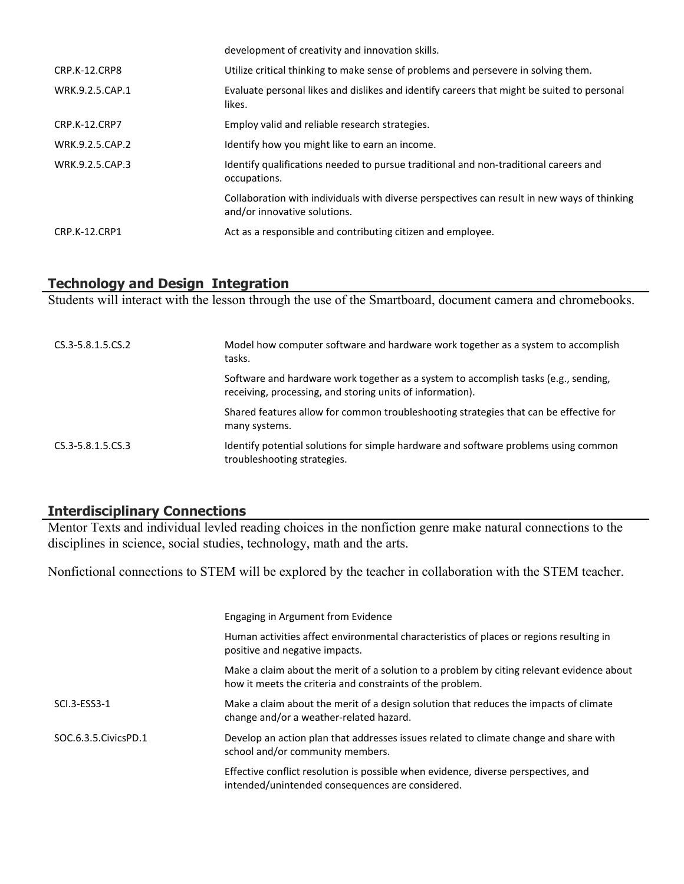| | |
|---|---|
| | development of creativity and innovation skills. |
| CRP.K-12.CRP8 | Utilize critical thinking to make sense of problems and persevere in solving them. |
| WRK.9.2.5.CAP.1 | Evaluate personal likes and dislikes and identify careers that might be suited to personal likes. |
| CRP.K-12.CRP7 | Employ valid and reliable research strategies. |
| WRK.9.2.5.CAP.2 | Identify how you might like to earn an income. |
| WRK.9.2.5.CAP.3 | Identify qualifications needed to pursue traditional and non-traditional careers and occupations. |
| | Collaboration with individuals with diverse perspectives can result in new ways of thinking and/or innovative solutions. |
| CRP.K-12.CRP1 | Act as a responsible and contributing citizen and employee. |

## Technology and Design Integration

Students will interact with the lesson through the use of the Smartboard, document camera and chromebooks.

| | |
|---|---|
| CS.3-5.8.1.5.CS.2 | Model how computer software and hardware work together as a system to accomplish tasks. |
| | Software and hardware work together as a system to accomplish tasks (e.g., sending, receiving, processing, and storing units of information). |
| | Shared features allow for common troubleshooting strategies that can be effective for many systems. |
| CS.3-5.8.1.5.CS.3 | Identify potential solutions for simple hardware and software problems using common troubleshooting strategies. |

## Interdisciplinary Connections

Mentor Texts and individual levled reading choices in the nonfiction genre make natural connections to the disciplines in science, social studies, technology, math and the arts.

Nonfictional connections to STEM will be explored by the teacher in collaboration with the STEM teacher.

| | |
|---|---|
| | Engaging in Argument from Evidence |
| | Human activities affect environmental characteristics of places or regions resulting in positive and negative impacts. |
| | Make a claim about the merit of a solution to a problem by citing relevant evidence about how it meets the criteria and constraints of the problem. |
| SCI.3-ESS3-1 | Make a claim about the merit of a design solution that reduces the impacts of climate change and/or a weather-related hazard. |
| SOC.6.3.5.CivicsPD.1 | Develop an action plan that addresses issues related to climate change and share with school and/or community members. |
| | Effective conflict resolution is possible when evidence, diverse perspectives, and intended/unintended consequences are considered. |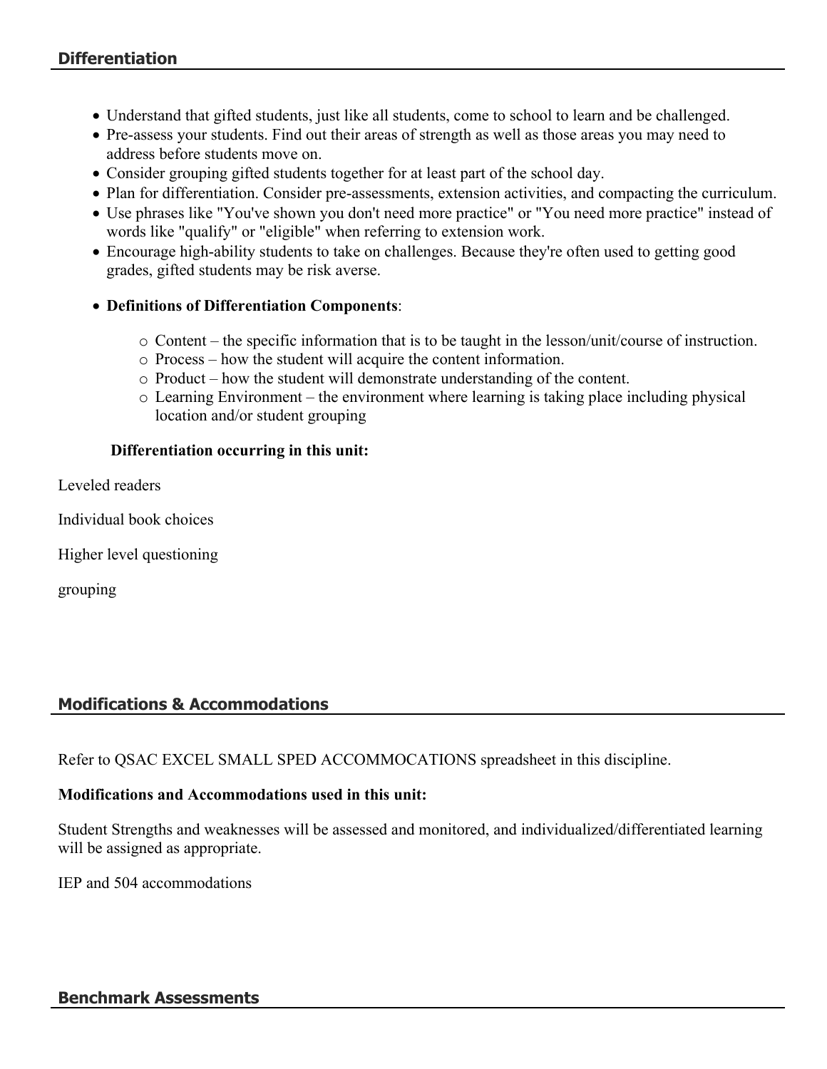## Differentiation

- Understand that gifted students, just like all students, come to school to learn and be challenged.
- Pre-assess your students. Find out their areas of strength as well as those areas you may need to address before students move on.
- Consider grouping gifted students together for at least part of the school day.
- Plan for differentiation. Consider pre-assessments, extension activities, and compacting the curriculum.
- Use phrases like "You've shown you don't need more practice" or "You need more practice" instead of words like "qualify" or "eligible" when referring to extension work.
- Encourage high-ability students to take on challenges. Because they're often used to getting good grades, gifted students may be risk averse.
- **Definitions of Differentiation Components**:
  - Content – the specific information that is to be taught in the lesson/unit/course of instruction.
  - Process – how the student will acquire the content information.
  - Product – how the student will demonstrate understanding of the content.
  - Learning Environment – the environment where learning is taking place including physical location and/or student grouping

**Differentiation occurring in this unit:**

Leveled readers

Individual book choices

Higher level questioning

grouping

## Modifications & Accommodations

Refer to QSAC EXCEL SMALL SPED ACCOMMOCATIONS spreadsheet in this discipline.

**Modifications and Accommodations used in this unit:**

Student Strengths and weaknesses will be assessed and monitored, and individualized/differentiated learning will be assigned as appropriate.

IEP and 504 accommodations

## Benchmark Assessments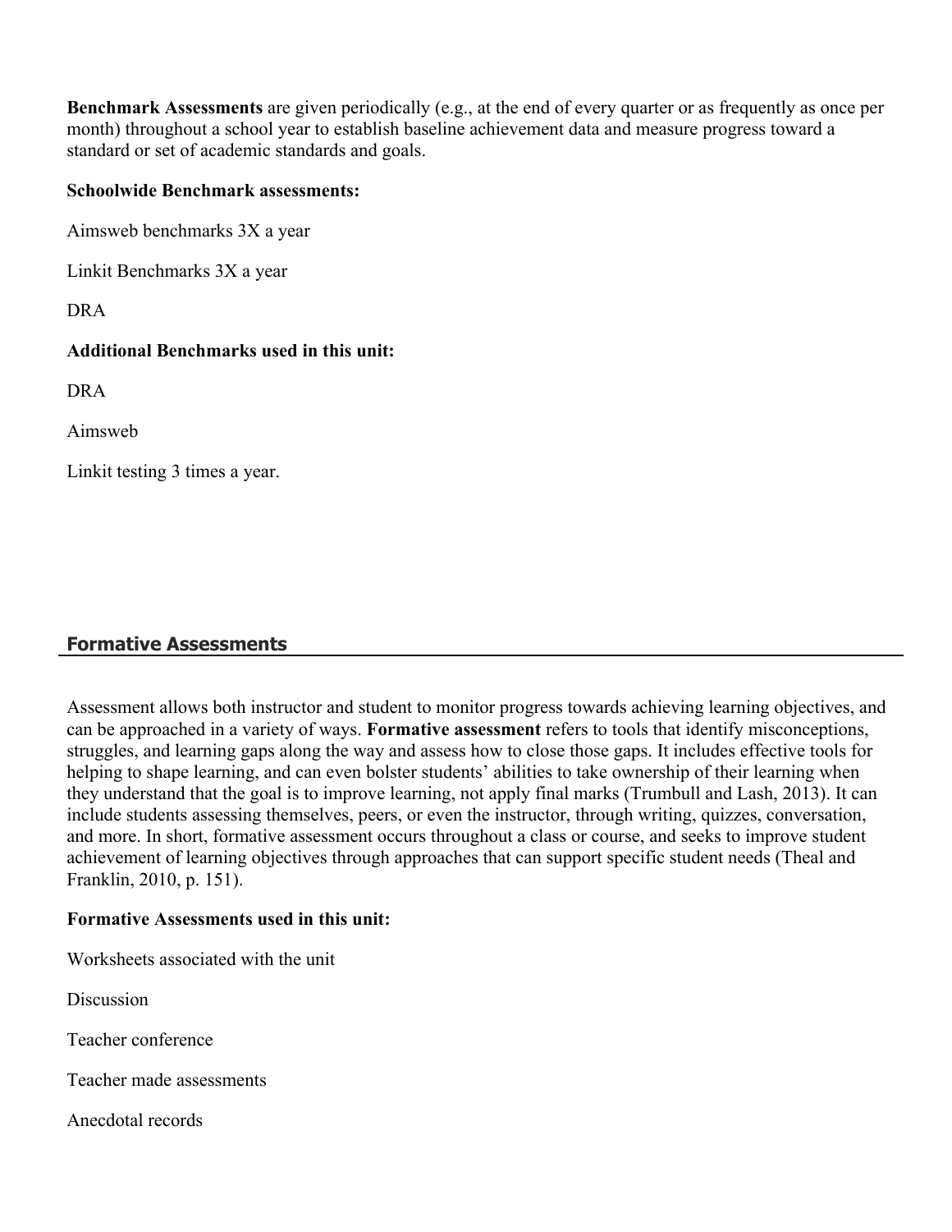**Benchmark Assessments** are given periodically (e.g., at the end of every quarter or as frequently as once per month) throughout a school year to establish baseline achievement data and measure progress toward a standard or set of academic standards and goals.

**Schoolwide Benchmark assessments:**

Aimsweb benchmarks 3X a year

Linkit Benchmarks 3X a year

DRA

**Additional Benchmarks used in this unit:**

DRA

Aimsweb

Linkit testing 3 times a year.

## Formative Assessments

Assessment allows both instructor and student to monitor progress towards achieving learning objectives, and can be approached in a variety of ways. **Formative assessment** refers to tools that identify misconceptions, struggles, and learning gaps along the way and assess how to close those gaps. It includes effective tools for helping to shape learning, and can even bolster students' abilities to take ownership of their learning when they understand that the goal is to improve learning, not apply final marks (Trumbull and Lash, 2013). It can include students assessing themselves, peers, or even the instructor, through writing, quizzes, conversation, and more. In short, formative assessment occurs throughout a class or course, and seeks to improve student achievement of learning objectives through approaches that can support specific student needs (Theal and Franklin, 2010, p. 151).

**Formative Assessments used in this unit:**

Worksheets associated with the unit

Discussion

Teacher conference

Teacher made assessments

Anecdotal records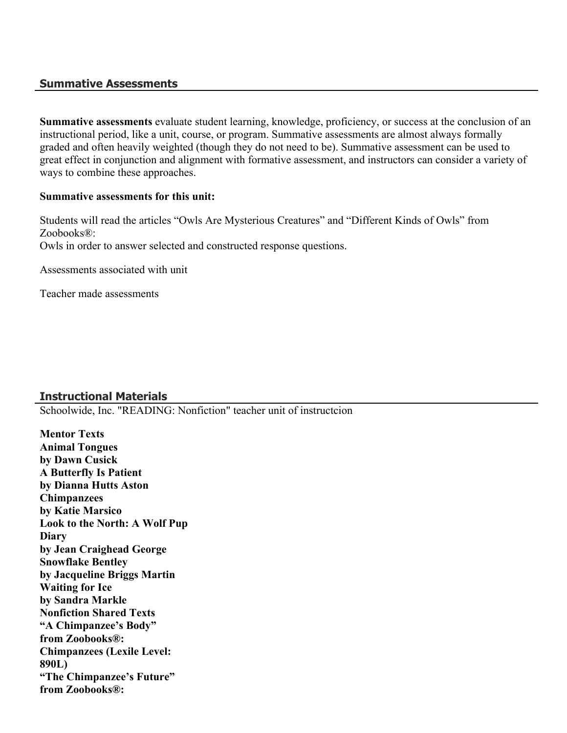## Summative Assessments

**Summative assessments** evaluate student learning, knowledge, proficiency, or success at the conclusion of an instructional period, like a unit, course, or program. Summative assessments are almost always formally graded and often heavily weighted (though they do not need to be). Summative assessment can be used to great effect in conjunction and alignment with formative assessment, and instructors can consider a variety of ways to combine these approaches.

**Summative assessments for this unit:**

Students will read the articles "Owls Are Mysterious Creatures" and "Different Kinds of Owls" from Zoobooks®:
Owls in order to answer selected and constructed response questions.

Assessments associated with unit

Teacher made assessments

## Instructional Materials

Schoolwide, Inc. "READING: Nonfiction" teacher unit of instructcion

**Mentor Texts**
**Animal Tongues**
**by Dawn Cusick**
**A Butterfly Is Patient**
**by Dianna Hutts Aston**
**Chimpanzees**
**by Katie Marsico**
**Look to the North: A Wolf Pup Diary**
**by Jean Craighead George**
**Snowflake Bentley**
**by Jacqueline Briggs Martin**
**Waiting for Ice**
**by Sandra Markle**
**Nonfiction Shared Texts**
**"A Chimpanzee's Body"**
**from Zoobooks®:**
**Chimpanzees (Lexile Level: 890L)**
**"The Chimpanzee's Future"**
**from Zoobooks®:**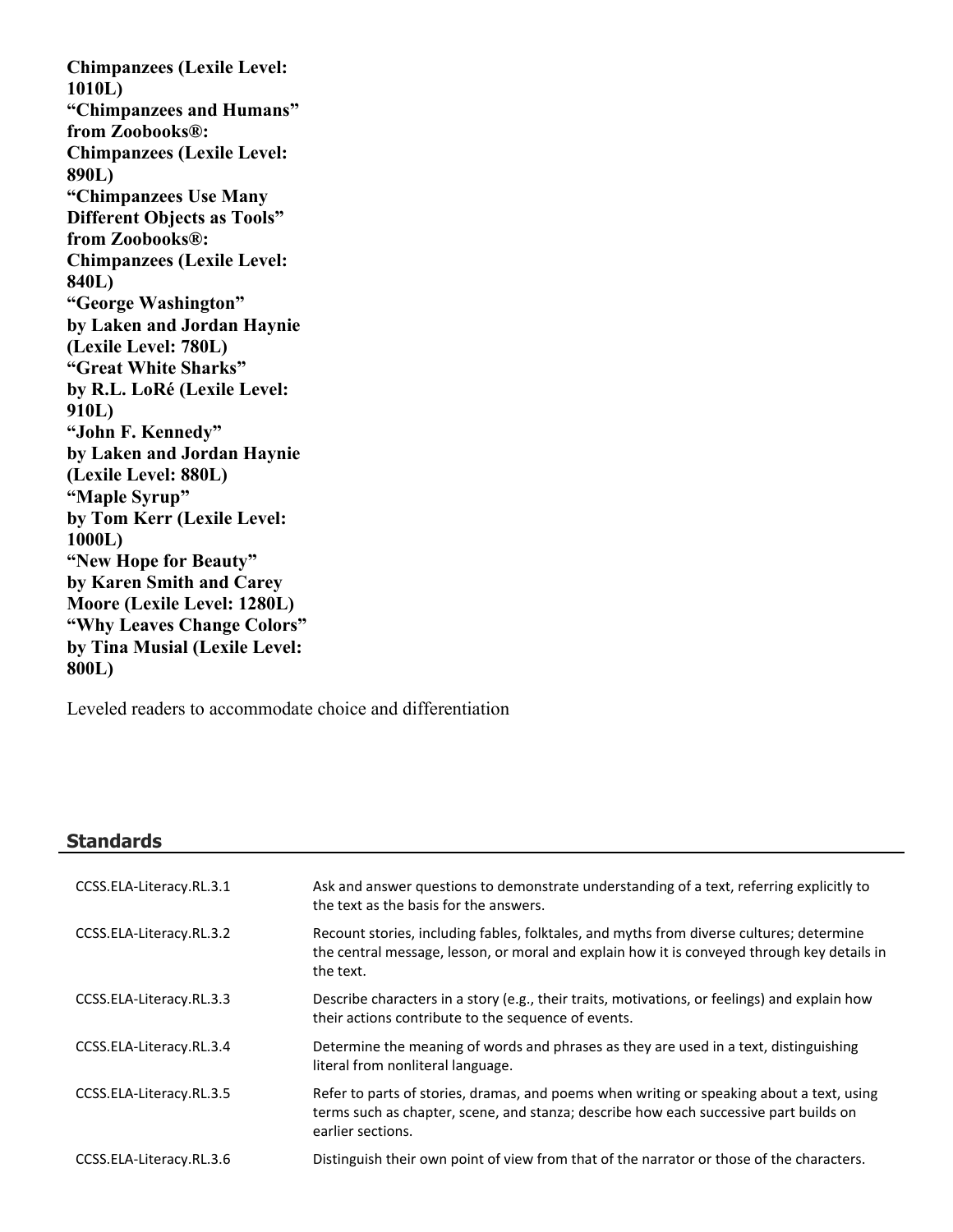**Chimpanzees (Lexile Level: 1010L)**
**"Chimpanzees and Humans" from Zoobooks®: Chimpanzees (Lexile Level: 890L)**
**"Chimpanzees Use Many Different Objects as Tools" from Zoobooks®: Chimpanzees (Lexile Level: 840L)**
**"George Washington" by Laken and Jordan Haynie (Lexile Level: 780L)**
**"Great White Sharks" by R.L. LoRé (Lexile Level: 910L)**
**"John F. Kennedy" by Laken and Jordan Haynie (Lexile Level: 880L)**
**"Maple Syrup" by Tom Kerr (Lexile Level: 1000L)**
**"New Hope for Beauty" by Karen Smith and Carey Moore (Lexile Level: 1280L)**
**"Why Leaves Change Colors" by Tina Musial (Lexile Level: 800L)**

Leveled readers to accommodate choice and differentiation

## Standards

| | |
|---|---|
| CCSS.ELA-Literacy.RL.3.1 | Ask and answer questions to demonstrate understanding of a text, referring explicitly to the text as the basis for the answers. |
| CCSS.ELA-Literacy.RL.3.2 | Recount stories, including fables, folktales, and myths from diverse cultures; determine the central message, lesson, or moral and explain how it is conveyed through key details in the text. |
| CCSS.ELA-Literacy.RL.3.3 | Describe characters in a story (e.g., their traits, motivations, or feelings) and explain how their actions contribute to the sequence of events. |
| CCSS.ELA-Literacy.RL.3.4 | Determine the meaning of words and phrases as they are used in a text, distinguishing literal from nonliteral language. |
| CCSS.ELA-Literacy.RL.3.5 | Refer to parts of stories, dramas, and poems when writing or speaking about a text, using terms such as chapter, scene, and stanza; describe how each successive part builds on earlier sections. |
| CCSS.ELA-Literacy.RL.3.6 | Distinguish their own point of view from that of the narrator or those of the characters. |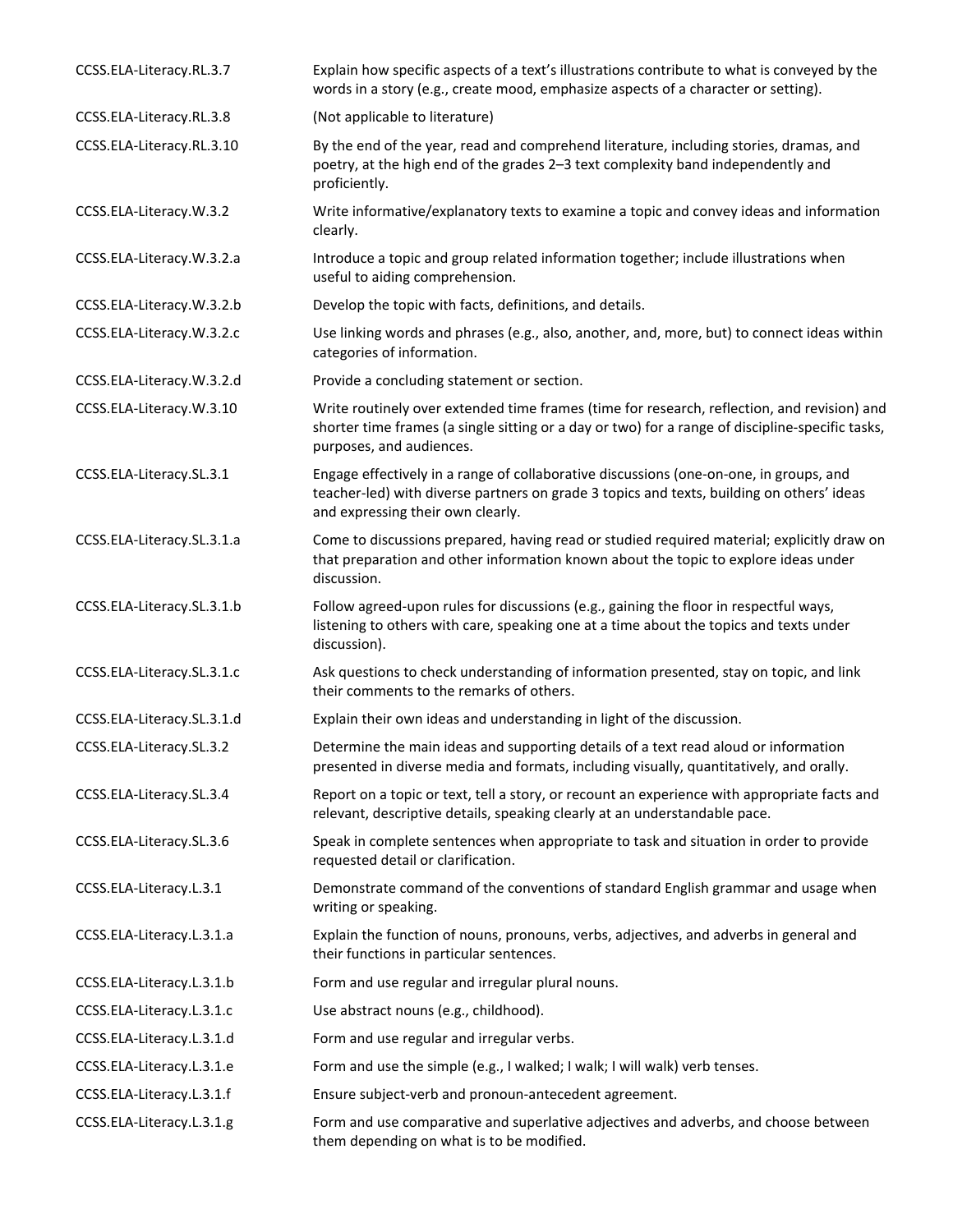| | |
|---|---|
| CCSS.ELA-Literacy.RL.3.7 | Explain how specific aspects of a text's illustrations contribute to what is conveyed by the words in a story (e.g., create mood, emphasize aspects of a character or setting). |
| CCSS.ELA-Literacy.RL.3.8 | (Not applicable to literature) |
| CCSS.ELA-Literacy.RL.3.10 | By the end of the year, read and comprehend literature, including stories, dramas, and poetry, at the high end of the grades 2–3 text complexity band independently and proficiently. |
| CCSS.ELA-Literacy.W.3.2 | Write informative/explanatory texts to examine a topic and convey ideas and information clearly. |
| CCSS.ELA-Literacy.W.3.2.a | Introduce a topic and group related information together; include illustrations when useful to aiding comprehension. |
| CCSS.ELA-Literacy.W.3.2.b | Develop the topic with facts, definitions, and details. |
| CCSS.ELA-Literacy.W.3.2.c | Use linking words and phrases (e.g., also, another, and, more, but) to connect ideas within categories of information. |
| CCSS.ELA-Literacy.W.3.2.d | Provide a concluding statement or section. |
| CCSS.ELA-Literacy.W.3.10 | Write routinely over extended time frames (time for research, reflection, and revision) and shorter time frames (a single sitting or a day or two) for a range of discipline-specific tasks, purposes, and audiences. |
| CCSS.ELA-Literacy.SL.3.1 | Engage effectively in a range of collaborative discussions (one-on-one, in groups, and teacher-led) with diverse partners on grade 3 topics and texts, building on others' ideas and expressing their own clearly. |
| CCSS.ELA-Literacy.SL.3.1.a | Come to discussions prepared, having read or studied required material; explicitly draw on that preparation and other information known about the topic to explore ideas under discussion. |
| CCSS.ELA-Literacy.SL.3.1.b | Follow agreed-upon rules for discussions (e.g., gaining the floor in respectful ways, listening to others with care, speaking one at a time about the topics and texts under discussion). |
| CCSS.ELA-Literacy.SL.3.1.c | Ask questions to check understanding of information presented, stay on topic, and link their comments to the remarks of others. |
| CCSS.ELA-Literacy.SL.3.1.d | Explain their own ideas and understanding in light of the discussion. |
| CCSS.ELA-Literacy.SL.3.2 | Determine the main ideas and supporting details of a text read aloud or information presented in diverse media and formats, including visually, quantitatively, and orally. |
| CCSS.ELA-Literacy.SL.3.4 | Report on a topic or text, tell a story, or recount an experience with appropriate facts and relevant, descriptive details, speaking clearly at an understandable pace. |
| CCSS.ELA-Literacy.SL.3.6 | Speak in complete sentences when appropriate to task and situation in order to provide requested detail or clarification. |
| CCSS.ELA-Literacy.L.3.1 | Demonstrate command of the conventions of standard English grammar and usage when writing or speaking. |
| CCSS.ELA-Literacy.L.3.1.a | Explain the function of nouns, pronouns, verbs, adjectives, and adverbs in general and their functions in particular sentences. |
| CCSS.ELA-Literacy.L.3.1.b | Form and use regular and irregular plural nouns. |
| CCSS.ELA-Literacy.L.3.1.c | Use abstract nouns (e.g., childhood). |
| CCSS.ELA-Literacy.L.3.1.d | Form and use regular and irregular verbs. |
| CCSS.ELA-Literacy.L.3.1.e | Form and use the simple (e.g., I walked; I walk; I will walk) verb tenses. |
| CCSS.ELA-Literacy.L.3.1.f | Ensure subject-verb and pronoun-antecedent agreement. |
| CCSS.ELA-Literacy.L.3.1.g | Form and use comparative and superlative adjectives and adverbs, and choose between them depending on what is to be modified. |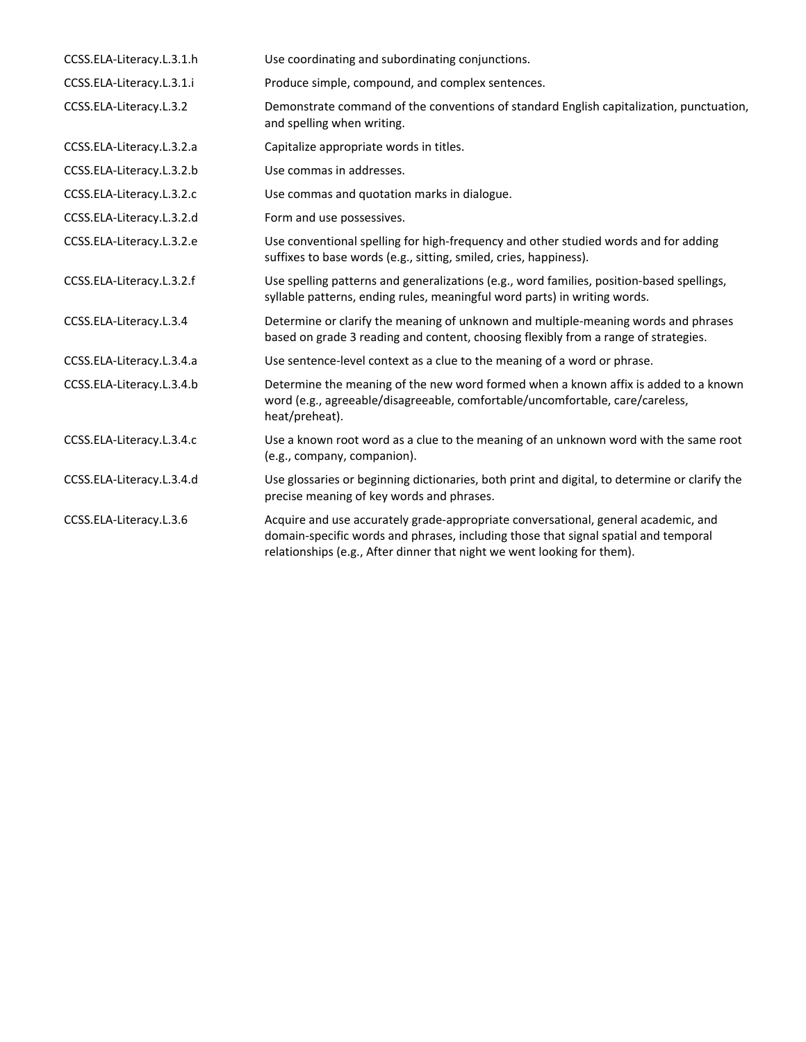| | |
|---|---|
| CCSS.ELA-Literacy.L.3.1.h | Use coordinating and subordinating conjunctions. |
| CCSS.ELA-Literacy.L.3.1.i | Produce simple, compound, and complex sentences. |
| CCSS.ELA-Literacy.L.3.2 | Demonstrate command of the conventions of standard English capitalization, punctuation, and spelling when writing. |
| CCSS.ELA-Literacy.L.3.2.a | Capitalize appropriate words in titles. |
| CCSS.ELA-Literacy.L.3.2.b | Use commas in addresses. |
| CCSS.ELA-Literacy.L.3.2.c | Use commas and quotation marks in dialogue. |
| CCSS.ELA-Literacy.L.3.2.d | Form and use possessives. |
| CCSS.ELA-Literacy.L.3.2.e | Use conventional spelling for high-frequency and other studied words and for adding suffixes to base words (e.g., sitting, smiled, cries, happiness). |
| CCSS.ELA-Literacy.L.3.2.f | Use spelling patterns and generalizations (e.g., word families, position-based spellings, syllable patterns, ending rules, meaningful word parts) in writing words. |
| CCSS.ELA-Literacy.L.3.4 | Determine or clarify the meaning of unknown and multiple-meaning words and phrases based on grade 3 reading and content, choosing flexibly from a range of strategies. |
| CCSS.ELA-Literacy.L.3.4.a | Use sentence-level context as a clue to the meaning of a word or phrase. |
| CCSS.ELA-Literacy.L.3.4.b | Determine the meaning of the new word formed when a known affix is added to a known word (e.g., agreeable/disagreeable, comfortable/uncomfortable, care/careless, heat/preheat). |
| CCSS.ELA-Literacy.L.3.4.c | Use a known root word as a clue to the meaning of an unknown word with the same root (e.g., company, companion). |
| CCSS.ELA-Literacy.L.3.4.d | Use glossaries or beginning dictionaries, both print and digital, to determine or clarify the precise meaning of key words and phrases. |
| CCSS.ELA-Literacy.L.3.6 | Acquire and use accurately grade-appropriate conversational, general academic, and domain-specific words and phrases, including those that signal spatial and temporal relationships (e.g., After dinner that night we went looking for them). |